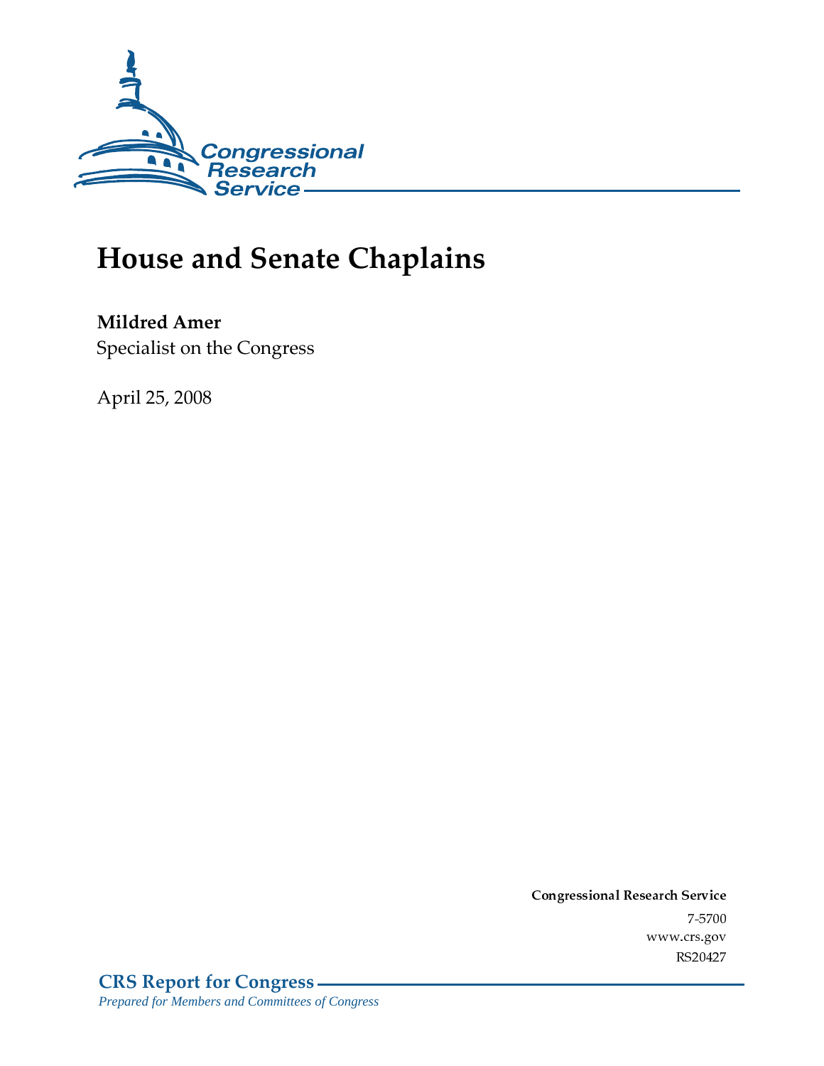Congressional Research Service

# House and Senate Chaplains

**Mildred Amer**
Specialist on the Congress

April 25, 2008

**Congressional Research Service**
7-5700
www.crs.gov
RS20427

**CRS Report for Congress**
*Prepared for Members and Committees of Congress*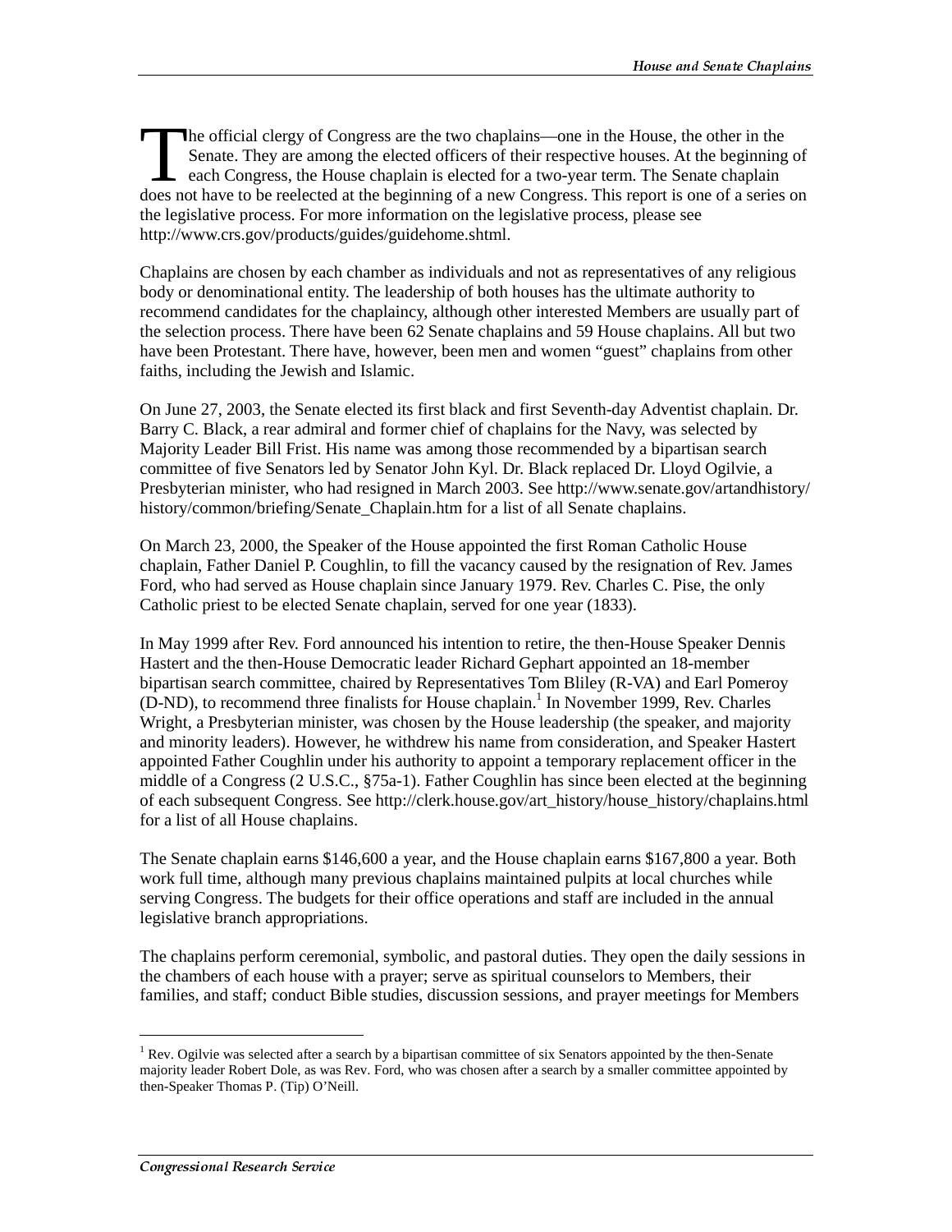The official clergy of Congress are the two chaplains—one in the House, the other in the Senate. They are among the elected officers of their respective houses. At the beginning of each Congress, the House chaplain is elected for a two-year term. The Senate chaplain does not have to be reelected at the beginning of a new Congress. This report is one of a series on the legislative process. For more information on the legislative process, please see http://www.crs.gov/products/guides/guidehome.shtml.

Chaplains are chosen by each chamber as individuals and not as representatives of any religious body or denominational entity. The leadership of both houses has the ultimate authority to recommend candidates for the chaplaincy, although other interested Members are usually part of the selection process. There have been 62 Senate chaplains and 59 House chaplains. All but two have been Protestant. There have, however, been men and women "guest" chaplains from other faiths, including the Jewish and Islamic.

On June 27, 2003, the Senate elected its first black and first Seventh-day Adventist chaplain. Dr. Barry C. Black, a rear admiral and former chief of chaplains for the Navy, was selected by Majority Leader Bill Frist. His name was among those recommended by a bipartisan search committee of five Senators led by Senator John Kyl. Dr. Black replaced Dr. Lloyd Ogilvie, a Presbyterian minister, who had resigned in March 2003. See http://www.senate.gov/artandhistory/history/common/briefing/Senate_Chaplain.htm for a list of all Senate chaplains.

On March 23, 2000, the Speaker of the House appointed the first Roman Catholic House chaplain, Father Daniel P. Coughlin, to fill the vacancy caused by the resignation of Rev. James Ford, who had served as House chaplain since January 1979. Rev. Charles C. Pise, the only Catholic priest to be elected Senate chaplain, served for one year (1833).

In May 1999 after Rev. Ford announced his intention to retire, the then-House Speaker Dennis Hastert and the then-House Democratic leader Richard Gephart appointed an 18-member bipartisan search committee, chaired by Representatives Tom Bliley (R-VA) and Earl Pomeroy (D-ND), to recommend three finalists for House chaplain.[1] In November 1999, Rev. Charles Wright, a Presbyterian minister, was chosen by the House leadership (the speaker, and majority and minority leaders). However, he withdrew his name from consideration, and Speaker Hastert appointed Father Coughlin under his authority to appoint a temporary replacement officer in the middle of a Congress (2 U.S.C., §75a-1). Father Coughlin has since been elected at the beginning of each subsequent Congress. See http://clerk.house.gov/art_history/house_history/chaplains.html for a list of all House chaplains.

The Senate chaplain earns $146,600 a year, and the House chaplain earns $167,800 a year. Both work full time, although many previous chaplains maintained pulpits at local churches while serving Congress. The budgets for their office operations and staff are included in the annual legislative branch appropriations.

The chaplains perform ceremonial, symbolic, and pastoral duties. They open the daily sessions in the chambers of each house with a prayer; serve as spiritual counselors to Members, their families, and staff; conduct Bible studies, discussion sessions, and prayer meetings for Members

[1] Rev. Ogilvie was selected after a search by a bipartisan committee of six Senators appointed by the then-Senate majority leader Robert Dole, as was Rev. Ford, who was chosen after a search by a smaller committee appointed by then-Speaker Thomas P. (Tip) O'Neill.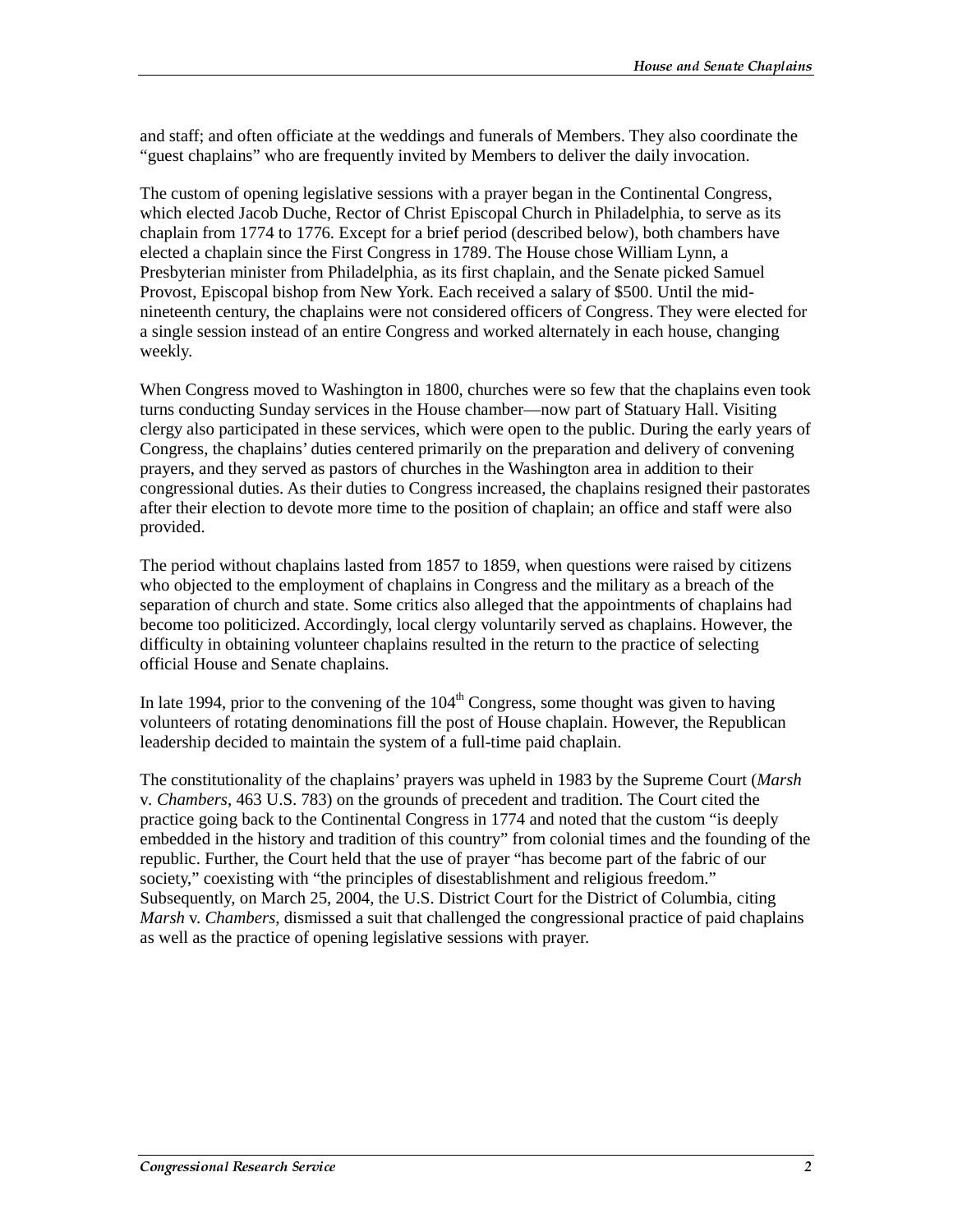and staff; and often officiate at the weddings and funerals of Members. They also coordinate the "guest chaplains" who are frequently invited by Members to deliver the daily invocation.

The custom of opening legislative sessions with a prayer began in the Continental Congress, which elected Jacob Duche, Rector of Christ Episcopal Church in Philadelphia, to serve as its chaplain from 1774 to 1776. Except for a brief period (described below), both chambers have elected a chaplain since the First Congress in 1789. The House chose William Lynn, a Presbyterian minister from Philadelphia, as its first chaplain, and the Senate picked Samuel Provost, Episcopal bishop from New York. Each received a salary of $500. Until the mid-nineteenth century, the chaplains were not considered officers of Congress. They were elected for a single session instead of an entire Congress and worked alternately in each house, changing weekly.

When Congress moved to Washington in 1800, churches were so few that the chaplains even took turns conducting Sunday services in the House chamber—now part of Statuary Hall. Visiting clergy also participated in these services, which were open to the public. During the early years of Congress, the chaplains' duties centered primarily on the preparation and delivery of convening prayers, and they served as pastors of churches in the Washington area in addition to their congressional duties. As their duties to Congress increased, the chaplains resigned their pastorates after their election to devote more time to the position of chaplain; an office and staff were also provided.

The period without chaplains lasted from 1857 to 1859, when questions were raised by citizens who objected to the employment of chaplains in Congress and the military as a breach of the separation of church and state. Some critics also alleged that the appointments of chaplains had become too politicized. Accordingly, local clergy voluntarily served as chaplains. However, the difficulty in obtaining volunteer chaplains resulted in the return to the practice of selecting official House and Senate chaplains.

In late 1994, prior to the convening of the 104th Congress, some thought was given to having volunteers of rotating denominations fill the post of House chaplain. However, the Republican leadership decided to maintain the system of a full-time paid chaplain.

The constitutionality of the chaplains' prayers was upheld in 1983 by the Supreme Court (*Marsh* v. *Chambers*, 463 U.S. 783) on the grounds of precedent and tradition. The Court cited the practice going back to the Continental Congress in 1774 and noted that the custom "is deeply embedded in the history and tradition of this country" from colonial times and the founding of the republic. Further, the Court held that the use of prayer "has become part of the fabric of our society," coexisting with "the principles of disestablishment and religious freedom." Subsequently, on March 25, 2004, the U.S. District Court for the District of Columbia, citing *Marsh* v. *Chambers*, dismissed a suit that challenged the congressional practice of paid chaplains as well as the practice of opening legislative sessions with prayer.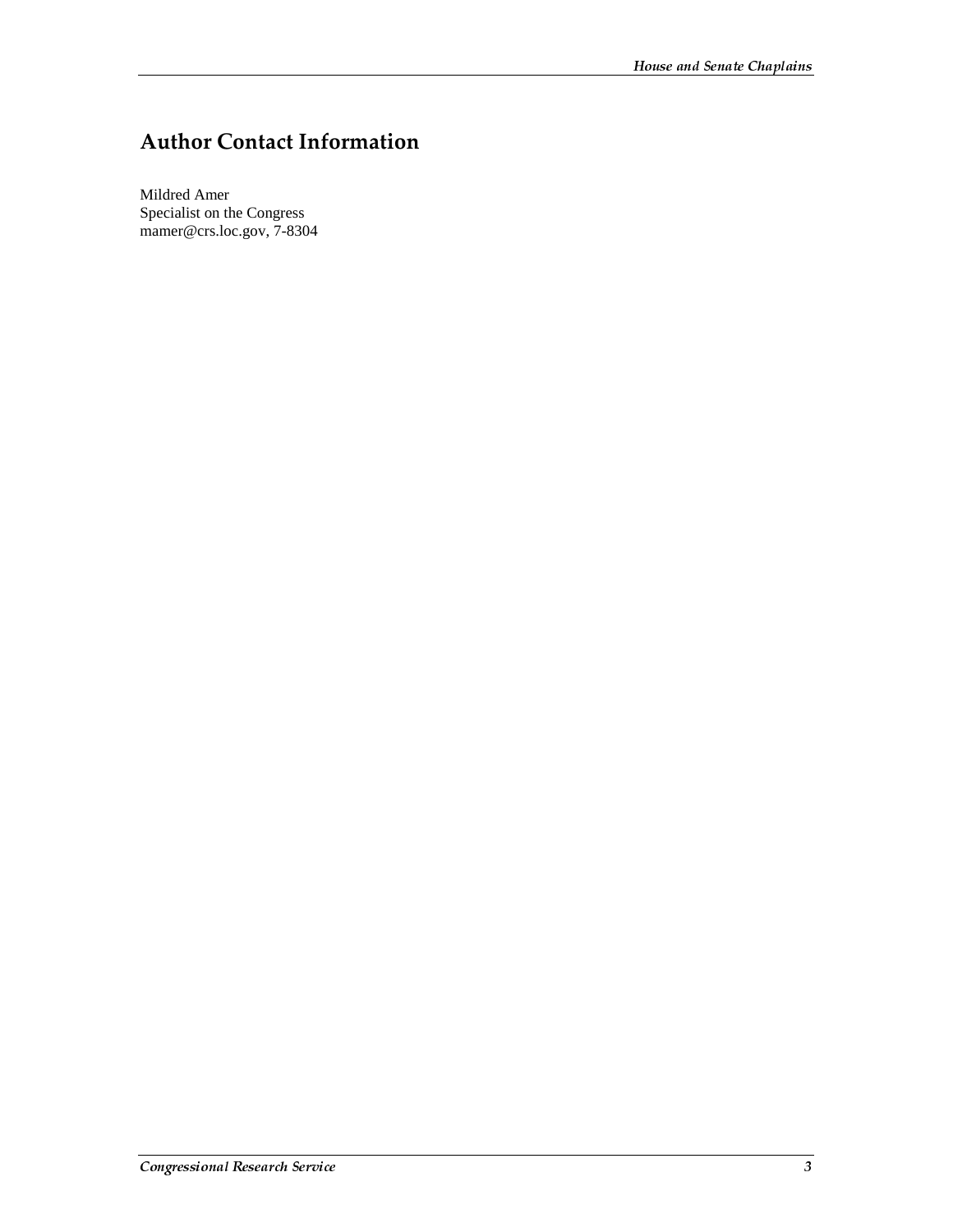## Author Contact Information

Mildred Amer
Specialist on the Congress
mamer@crs.loc.gov, 7-8304